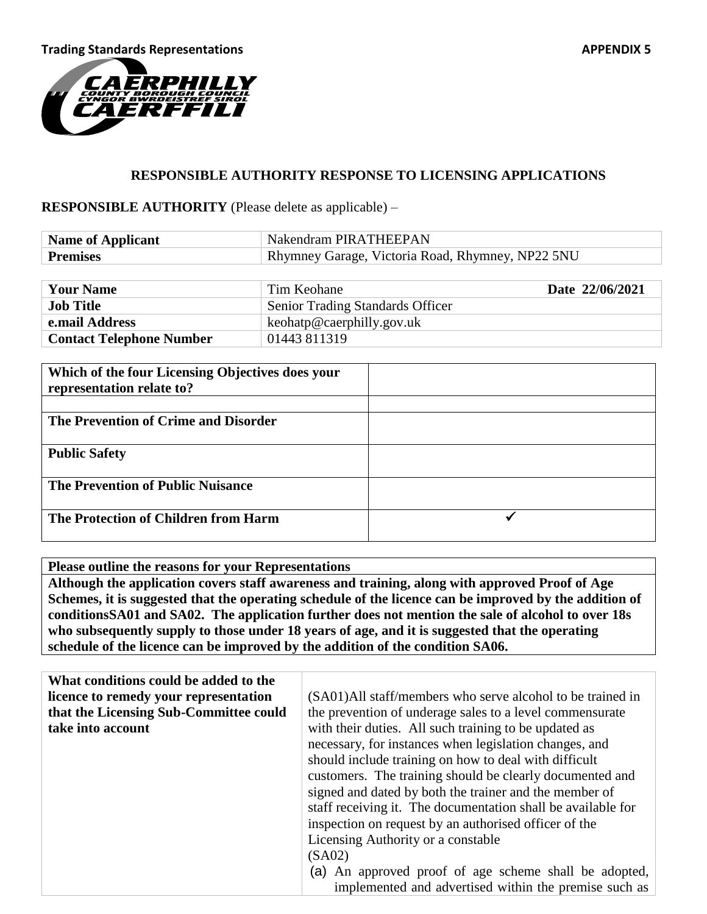**Trading Standards Representations** **APPENDIX 5**

CAERPHILLY COUNTY BOROUGH COUNCIL
CYNGOR BWRDEISTREF SIROL CAERFFILI

## RESPONSIBLE AUTHORITY RESPONSE TO LICENSING APPLICATIONS

**RESPONSIBLE AUTHORITY** (Please delete as applicable) –

| **Name of Applicant** | Nakendram PIRATHEEPAN |
| --- | --- |
| **Premises** | Rhymney Garage, Victoria Road, Rhymney, NP22 5NU |

| **Your Name** | Tim Keohane | **Date 22/06/2021** |
| --- | --- | --- |
| **Job Title** | Senior Trading Standards Officer | |
| **e.mail Address** | keohatp@caerphilly.gov.uk | |
| **Contact Telephone Number** | 01443 811319 | |

| **Which of the four Licensing Objectives does your representation relate to?** | |
| --- | --- |
| | |
| **The Prevention of Crime and Disorder** | |
| **Public Safety** | |
| **The Prevention of Public Nuisance** | |
| **The Protection of Children from Harm** | ✓ |

| **Please outline the reasons for your Representations** |
| --- |
| **Although the application covers staff awareness and training, along with approved Proof of Age Schemes, it is suggested that the operating schedule of the licence can be improved by the addition of conditionsSA01 and SA02. The application further does not mention the sale of alcohol to over 18s who subsequently supply to those under 18 years of age, and it is suggested that the operating schedule of the licence can be improved by the addition of the condition SA06.** |

| **What conditions could be added to the licence to remedy your representation that the Licensing Sub-Committee could take into account** | (SA01)All staff/members who serve alcohol to be trained in the prevention of underage sales to a level commensurate with their duties. All such training to be updated as necessary, for instances when legislation changes, and should include training on how to deal with difficult customers. The training should be clearly documented and signed and dated by both the trainer and the member of staff receiving it. The documentation shall be available for inspection on request by an authorised officer of the Licensing Authority or a constable<br>(SA02)<br>(a) An approved proof of age scheme shall be adopted, implemented and advertised within the premise such as |
| --- | --- |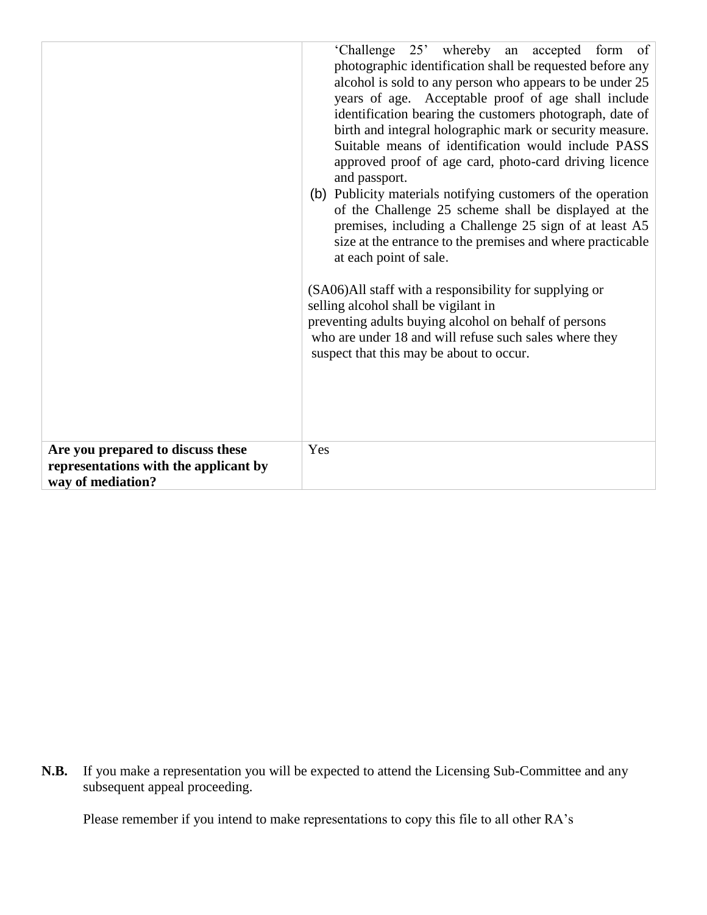| | |
|---|---|
| | 'Challenge 25' whereby an accepted form of photographic identification shall be requested before any alcohol is sold to any person who appears to be under 25 years of age. Acceptable proof of age shall include identification bearing the customers photograph, date of birth and integral holographic mark or security measure. Suitable means of identification would include PASS approved proof of age card, photo-card driving licence and passport.<br>(b) Publicity materials notifying customers of the operation of the Challenge 25 scheme shall be displayed at the premises, including a Challenge 25 sign of at least A5 size at the entrance to the premises and where practicable at each point of sale.<br><br>(SA06)All staff with a responsibility for supplying or selling alcohol shall be vigilant in preventing adults buying alcohol on behalf of persons who are under 18 and will refuse such sales where they suspect that this may be about to occur. |
| **Are you prepared to discuss these representations with the applicant by way of mediation?** | Yes |

**N.B.** If you make a representation you will be expected to attend the Licensing Sub-Committee and any subsequent appeal proceeding.

Please remember if you intend to make representations to copy this file to all other RA's